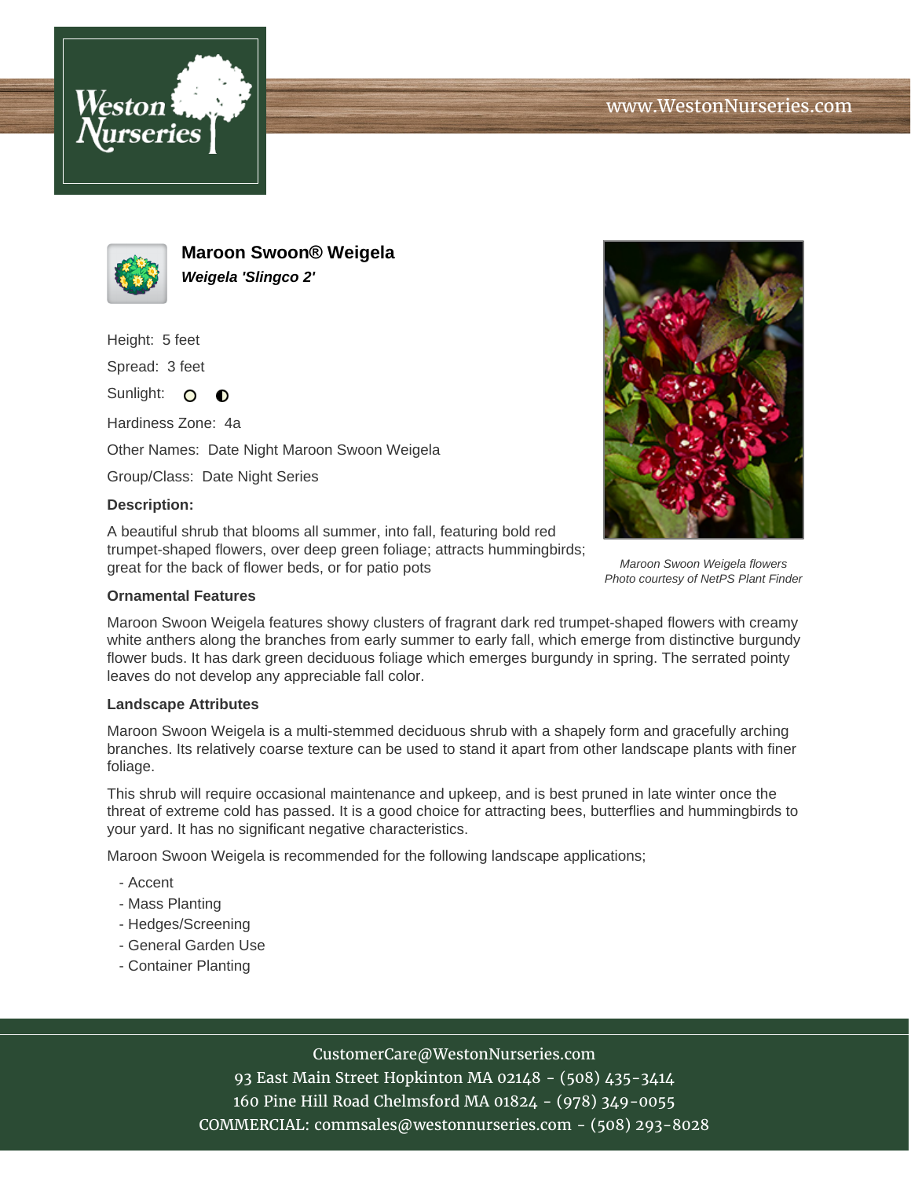# Maroon Swoon® Weigela

***Weigela 'Slingco 2'***

Height: 5 feet

Spread: 3 feet

Sunlight:

Hardiness Zone: 4a

Other Names: Date Night Maroon Swoon Weigela

Group/Class: Date Night Series

**Description:**

A beautiful shrub that blooms all summer, into fall, featuring bold red trumpet-shaped flowers, over deep green foliage; attracts hummingbirds; great for the back of flower beds, or for patio pots

*Maroon Swoon Weigela flowers*
*Photo courtesy of NetPS Plant Finder*

**Ornamental Features**

Maroon Swoon Weigela features showy clusters of fragrant dark red trumpet-shaped flowers with creamy white anthers along the branches from early summer to early fall, which emerge from distinctive burgundy flower buds. It has dark green deciduous foliage which emerges burgundy in spring. The serrated pointy leaves do not develop any appreciable fall color.

**Landscape Attributes**

Maroon Swoon Weigela is a multi-stemmed deciduous shrub with a shapely form and gracefully arching branches. Its relatively coarse texture can be used to stand it apart from other landscape plants with finer foliage.

This shrub will require occasional maintenance and upkeep, and is best pruned in late winter once the threat of extreme cold has passed. It is a good choice for attracting bees, butterflies and hummingbirds to your yard. It has no significant negative characteristics.

Maroon Swoon Weigela is recommended for the following landscape applications;

- Accent
- Mass Planting
- Hedges/Screening
- General Garden Use
- Container Planting

CustomerCare@WestonNurseries.com
93 East Main Street Hopkinton MA 02148 - (508) 435-3414
160 Pine Hill Road Chelmsford MA 01824 - (978) 349-0055
COMMERCIAL: commsales@westonnurseries.com - (508) 293-8028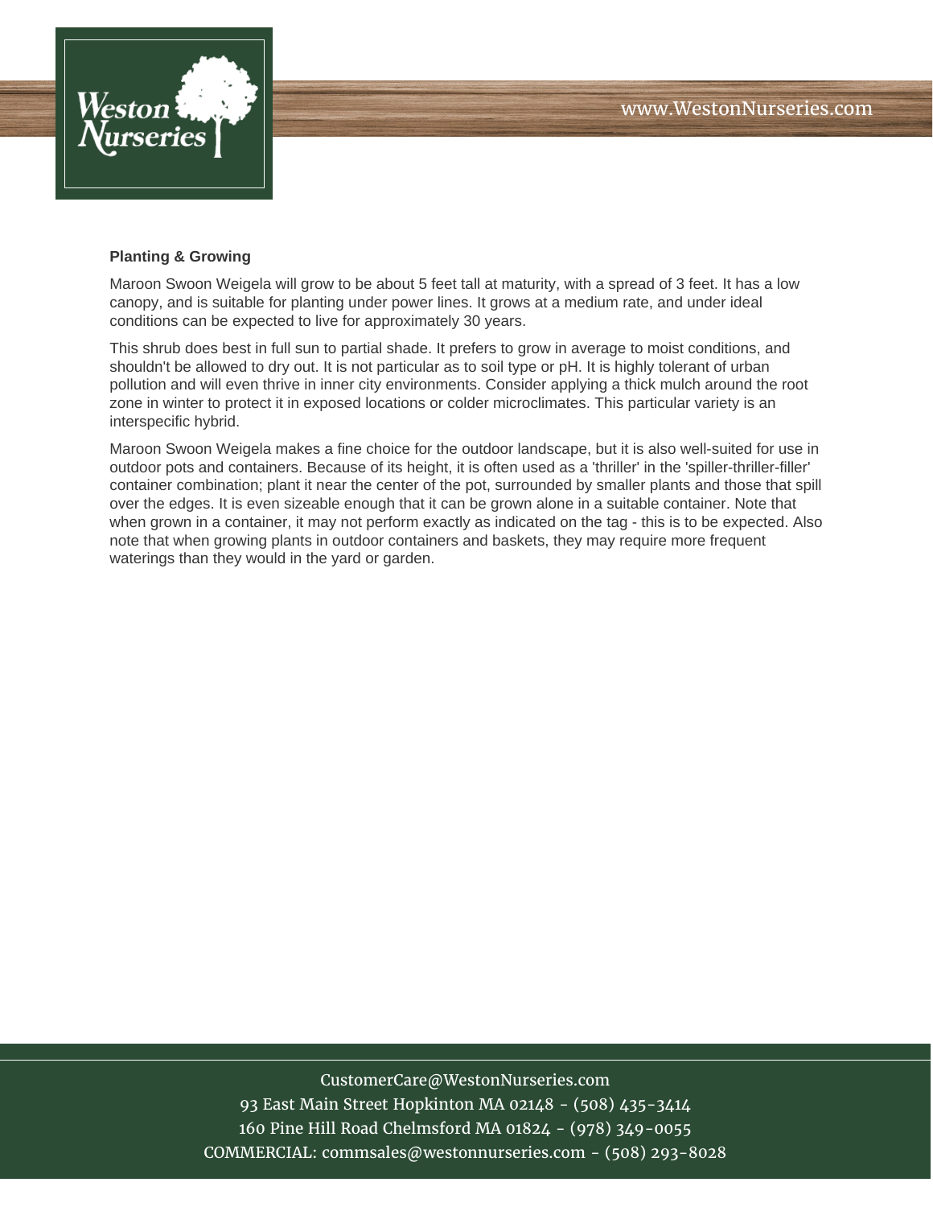**Planting & Growing**

Maroon Swoon Weigela will grow to be about 5 feet tall at maturity, with a spread of 3 feet. It has a low canopy, and is suitable for planting under power lines. It grows at a medium rate, and under ideal conditions can be expected to live for approximately 30 years.

This shrub does best in full sun to partial shade. It prefers to grow in average to moist conditions, and shouldn't be allowed to dry out. It is not particular as to soil type or pH. It is highly tolerant of urban pollution and will even thrive in inner city environments. Consider applying a thick mulch around the root zone in winter to protect it in exposed locations or colder microclimates. This particular variety is an interspecific hybrid.

Maroon Swoon Weigela makes a fine choice for the outdoor landscape, but it is also well-suited for use in outdoor pots and containers. Because of its height, it is often used as a 'thriller' in the 'spiller-thriller-filler' container combination; plant it near the center of the pot, surrounded by smaller plants and those that spill over the edges. It is even sizeable enough that it can be grown alone in a suitable container. Note that when grown in a container, it may not perform exactly as indicated on the tag - this is to be expected. Also note that when growing plants in outdoor containers and baskets, they may require more frequent waterings than they would in the yard or garden.